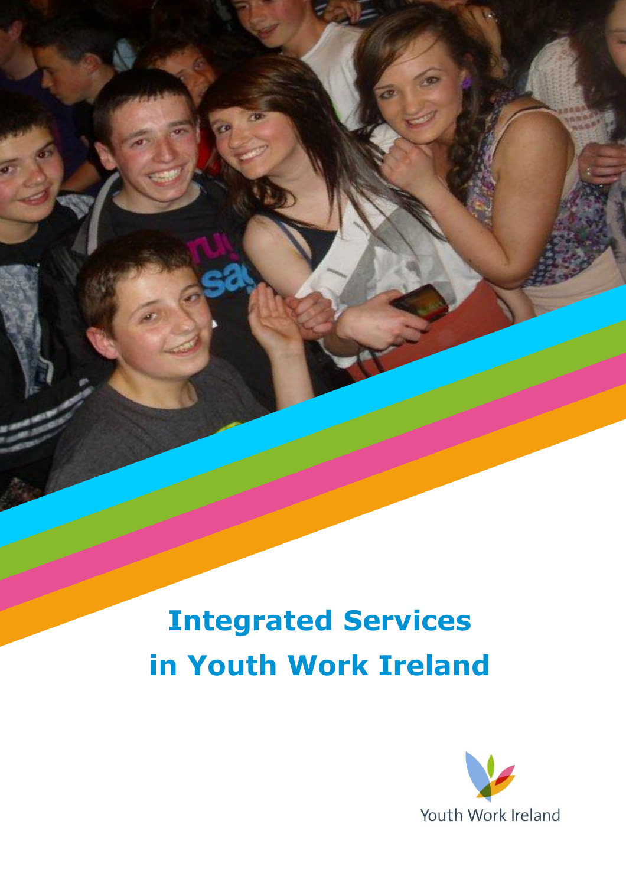# Integrated Services in Youth Work Ireland

Youth Work Ireland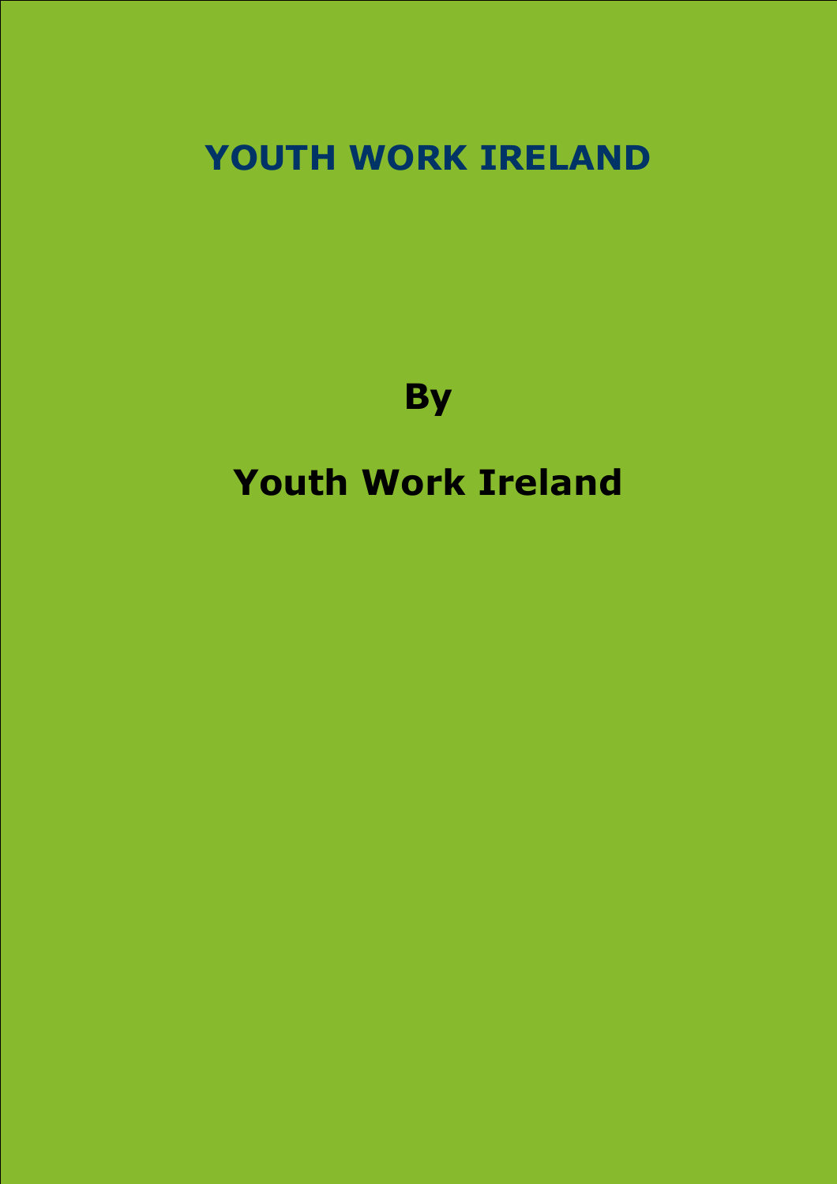# YOUTH WORK IRELAND

**By**

**Youth Work Ireland**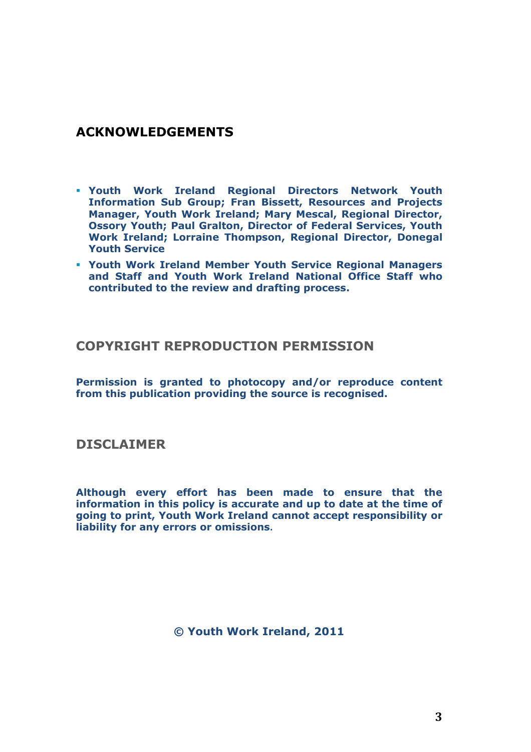## ACKNOWLEDGEMENTS

- **Youth Work Ireland Regional Directors Network Youth Information Sub Group; Fran Bissett, Resources and Projects Manager, Youth Work Ireland; Mary Mescal, Regional Director, Ossory Youth; Paul Gralton, Director of Federal Services, Youth Work Ireland; Lorraine Thompson, Regional Director, Donegal Youth Service**
- **Youth Work Ireland Member Youth Service Regional Managers and Staff and Youth Work Ireland National Office Staff who contributed to the review and drafting process.**

## COPYRIGHT REPRODUCTION PERMISSION

**Permission is granted to photocopy and/or reproduce content from this publication providing the source is recognised.**

## DISCLAIMER

**Although every effort has been made to ensure that the information in this policy is accurate and up to date at the time of going to print, Youth Work Ireland cannot accept responsibility or liability for any errors or omissions.**

**© Youth Work Ireland, 2011**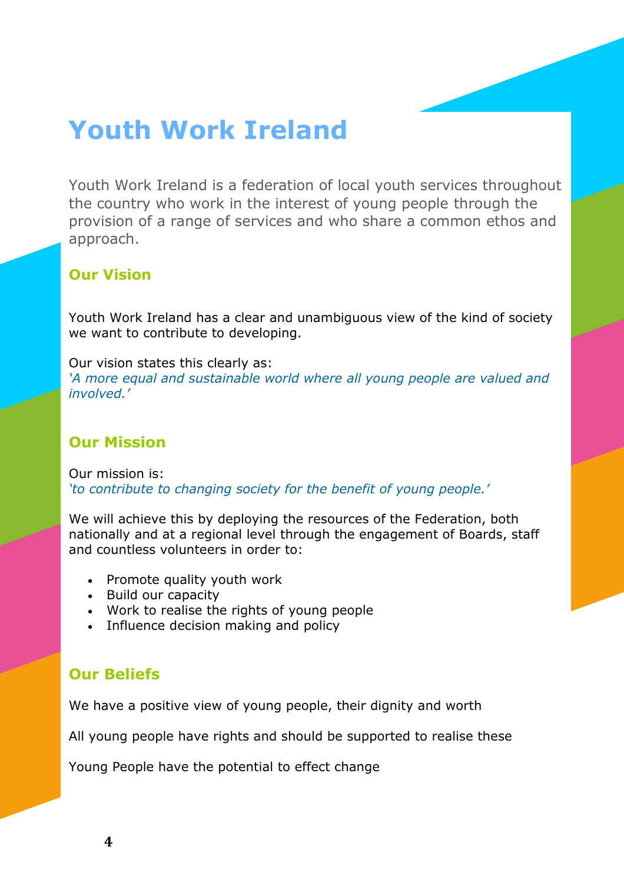# Youth Work Ireland

Youth Work Ireland is a federation of local youth services throughout the country who work in the interest of young people through the provision of a range of services and who share a common ethos and approach.

## Our Vision

Youth Work Ireland has a clear and unambiguous view of the kind of society we want to contribute to developing.

Our vision states this clearly as:
*'A more equal and sustainable world where all young people are valued and involved.'*

## Our Mission

Our mission is:
*'to contribute to changing society for the benefit of young people.'*

We will achieve this by deploying the resources of the Federation, both nationally and at a regional level through the engagement of Boards, staff and countless volunteers in order to:

- Promote quality youth work
- Build our capacity
- Work to realise the rights of young people
- Influence decision making and policy

## Our Beliefs

We have a positive view of young people, their dignity and worth

All young people have rights and should be supported to realise these

Young People have the potential to effect change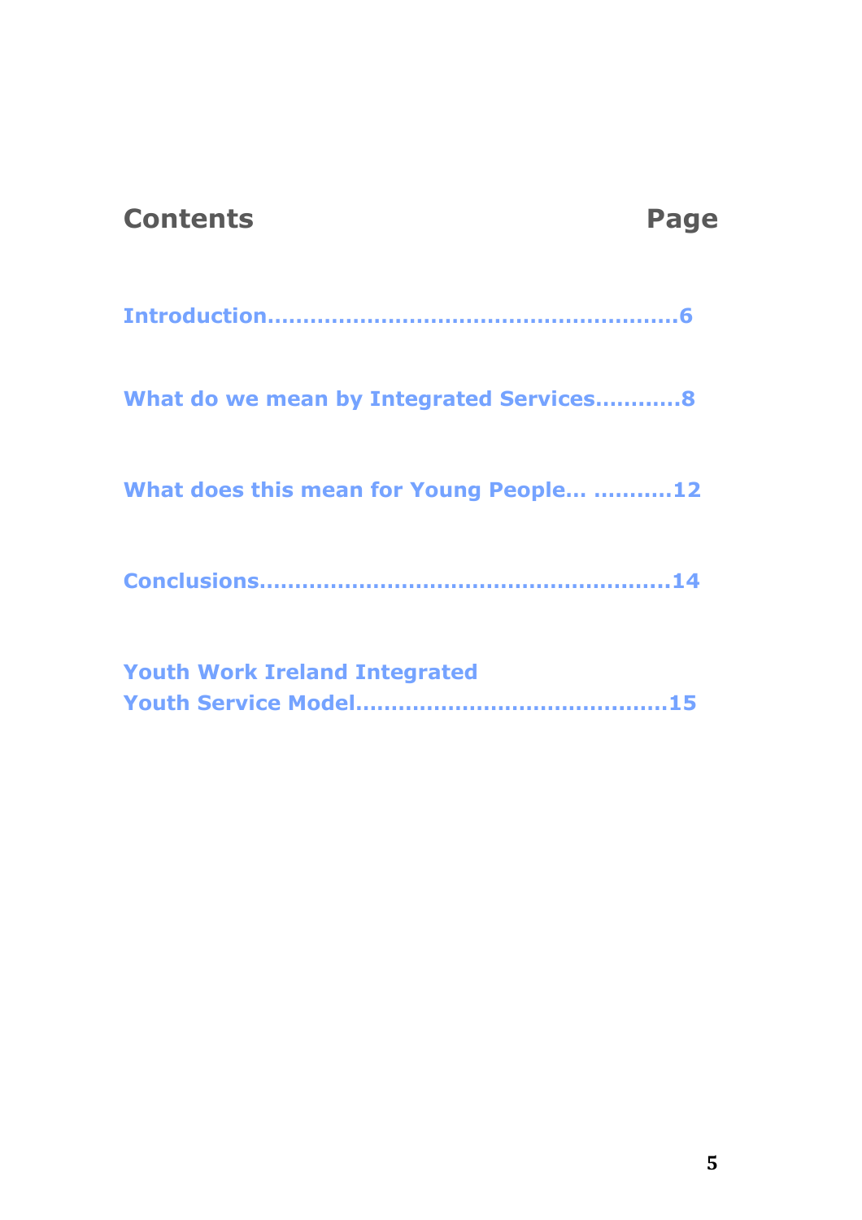## Contents Page

**Introduction……………………………………………………6**

**What do we mean by Integrated Services…………8**

**What does this mean for Young People… ………..12**

**Conclusions……………………………………………………14**

**Youth Work Ireland Integrated
Youth Service Model……………………………………15**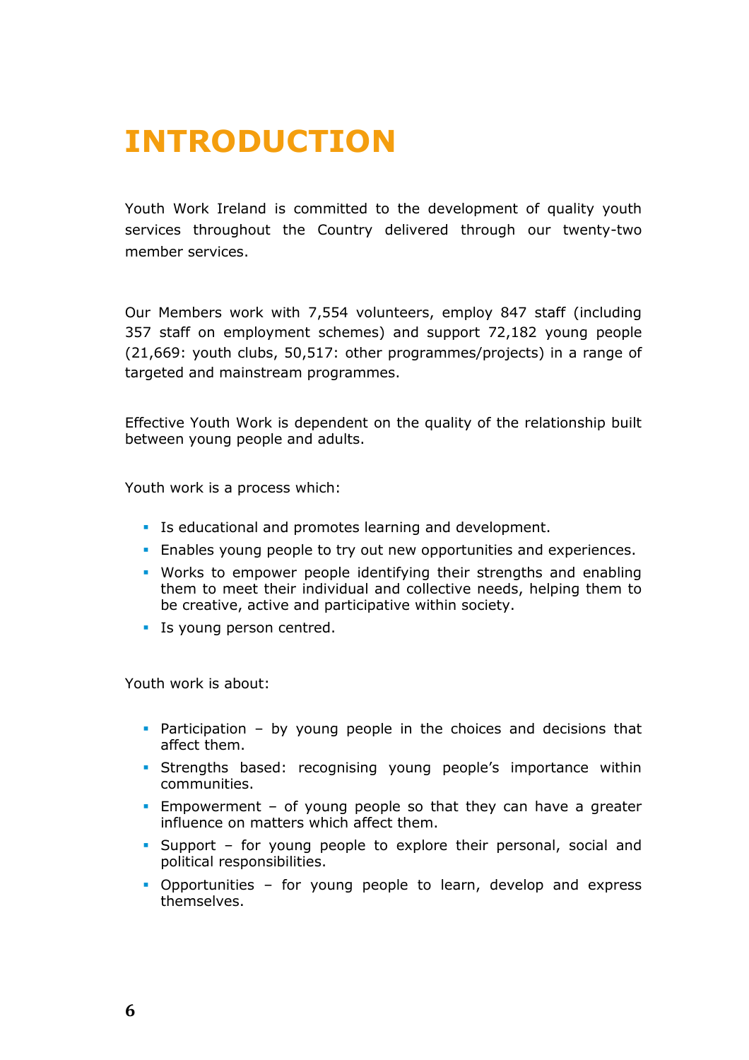# INTRODUCTION

Youth Work Ireland is committed to the development of quality youth services throughout the Country delivered through our twenty-two member services.

Our Members work with 7,554 volunteers, employ 847 staff (including 357 staff on employment schemes) and support 72,182 young people (21,669: youth clubs, 50,517: other programmes/projects) in a range of targeted and mainstream programmes.

Effective Youth Work is dependent on the quality of the relationship built between young people and adults.

Youth work is a process which:

- Is educational and promotes learning and development.
- Enables young people to try out new opportunities and experiences.
- Works to empower people identifying their strengths and enabling them to meet their individual and collective needs, helping them to be creative, active and participative within society.
- Is young person centred.

Youth work is about:

- Participation – by young people in the choices and decisions that affect them.
- Strengths based: recognising young people's importance within communities.
- Empowerment – of young people so that they can have a greater influence on matters which affect them.
- Support – for young people to explore their personal, social and political responsibilities.
- Opportunities – for young people to learn, develop and express themselves.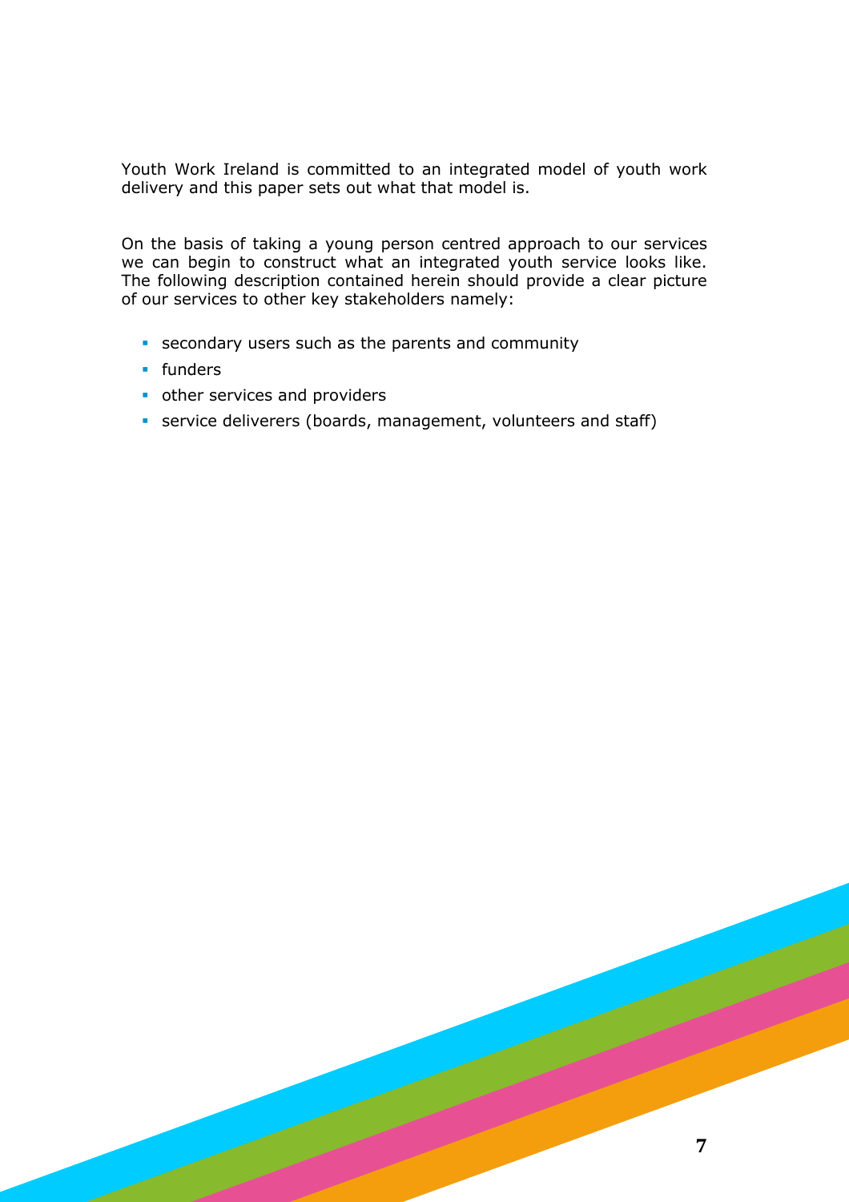Youth Work Ireland is committed to an integrated model of youth work delivery and this paper sets out what that model is.

On the basis of taking a young person centred approach to our services we can begin to construct what an integrated youth service looks like. The following description contained herein should provide a clear picture of our services to other key stakeholders namely:

- secondary users such as the parents and community
- funders
- other services and providers
- service deliverers (boards, management, volunteers and staff)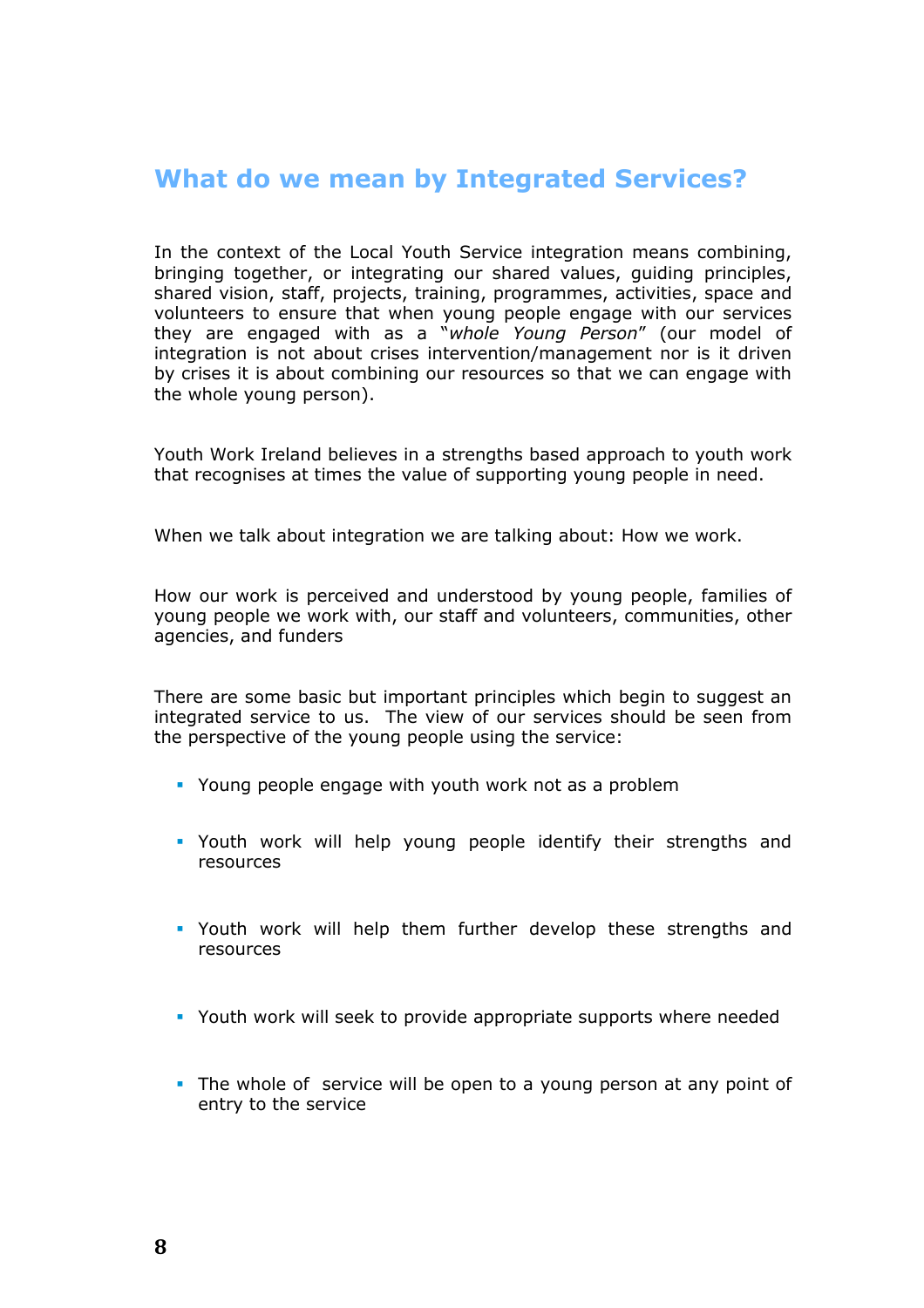## What do we mean by Integrated Services?

In the context of the Local Youth Service integration means combining, bringing together, or integrating our shared values, guiding principles, shared vision, staff, projects, training, programmes, activities, space and volunteers to ensure that when young people engage with our services they are engaged with as a "*whole Young Person*" (our model of integration is not about crises intervention/management nor is it driven by crises it is about combining our resources so that we can engage with the whole young person).

Youth Work Ireland believes in a strengths based approach to youth work that recognises at times the value of supporting young people in need.

When we talk about integration we are talking about: How we work.

How our work is perceived and understood by young people, families of young people we work with, our staff and volunteers, communities, other agencies, and funders

There are some basic but important principles which begin to suggest an integrated service to us. The view of our services should be seen from the perspective of the young people using the service:

- Young people engage with youth work not as a problem
- Youth work will help young people identify their strengths and resources
- Youth work will help them further develop these strengths and resources
- Youth work will seek to provide appropriate supports where needed
- The whole of service will be open to a young person at any point of entry to the service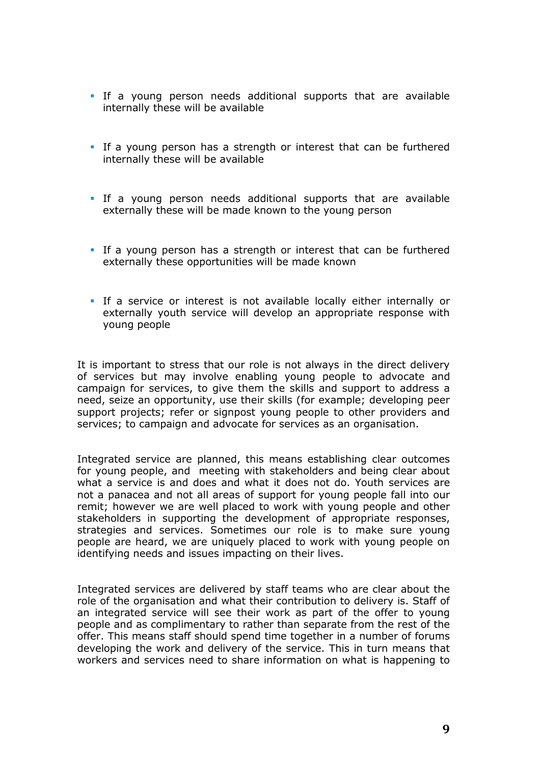- If a young person needs additional supports that are available internally these will be available

- If a young person has a strength or interest that can be furthered internally these will be available

- If a young person needs additional supports that are available externally these will be made known to the young person

- If a young person has a strength or interest that can be furthered externally these opportunities will be made known

- If a service or interest is not available locally either internally or externally youth service will develop an appropriate response with young people

It is important to stress that our role is not always in the direct delivery of services but may involve enabling young people to advocate and campaign for services, to give them the skills and support to address a need, seize an opportunity, use their skills (for example; developing peer support projects; refer or signpost young people to other providers and services; to campaign and advocate for services as an organisation.

Integrated service are planned, this means establishing clear outcomes for young people, and meeting with stakeholders and being clear about what a service is and does and what it does not do. Youth services are not a panacea and not all areas of support for young people fall into our remit; however we are well placed to work with young people and other stakeholders in supporting the development of appropriate responses, strategies and services. Sometimes our role is to make sure young people are heard, we are uniquely placed to work with young people on identifying needs and issues impacting on their lives.

Integrated services are delivered by staff teams who are clear about the role of the organisation and what their contribution to delivery is. Staff of an integrated service will see their work as part of the offer to young people and as complimentary to rather than separate from the rest of the offer. This means staff should spend time together in a number of forums developing the work and delivery of the service. This in turn means that workers and services need to share information on what is happening to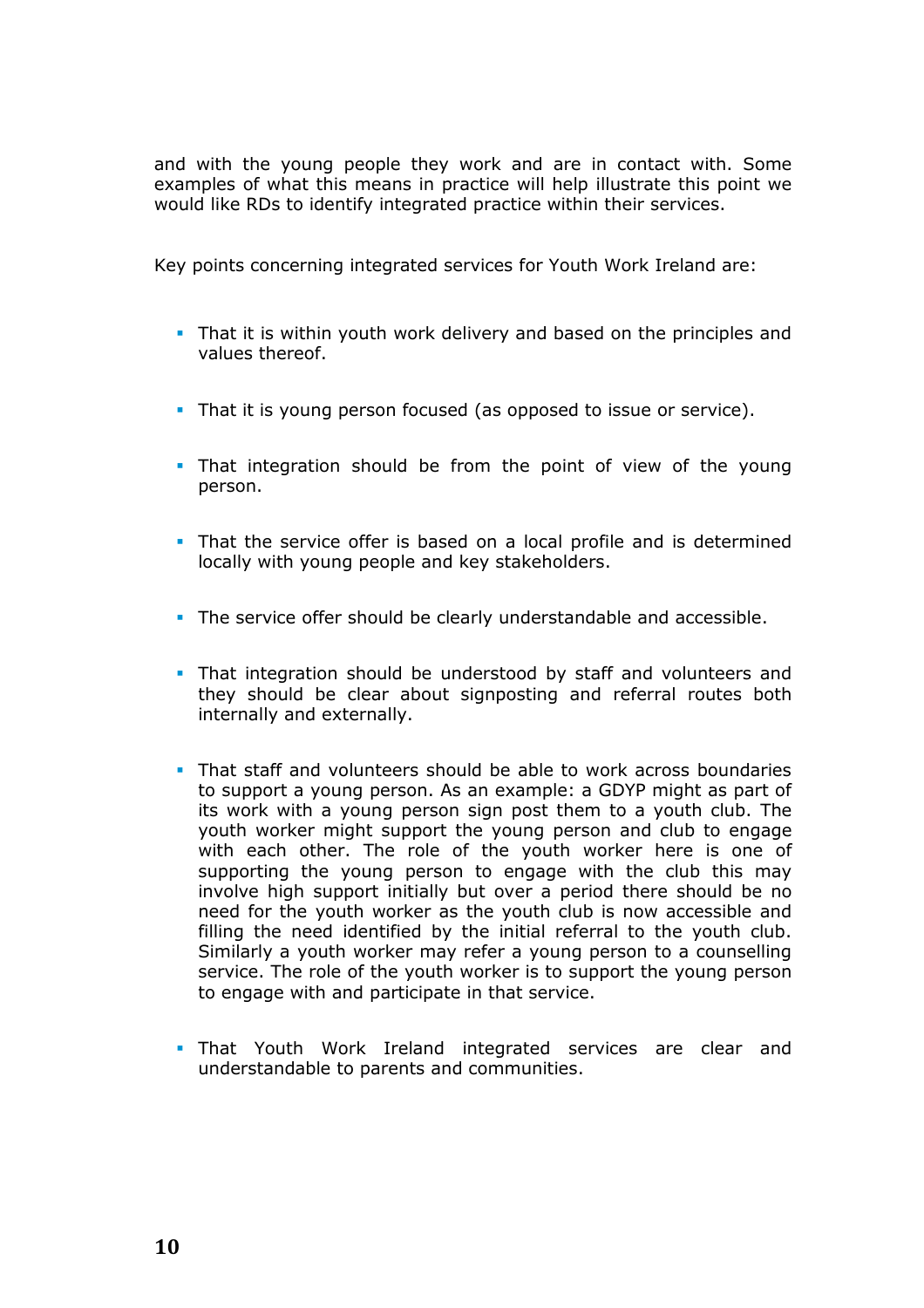and with the young people they work and are in contact with. Some examples of what this means in practice will help illustrate this point we would like RDs to identify integrated practice within their services.

Key points concerning integrated services for Youth Work Ireland are:

- That it is within youth work delivery and based on the principles and values thereof.
- That it is young person focused (as opposed to issue or service).
- That integration should be from the point of view of the young person.
- That the service offer is based on a local profile and is determined locally with young people and key stakeholders.
- The service offer should be clearly understandable and accessible.
- That integration should be understood by staff and volunteers and they should be clear about signposting and referral routes both internally and externally.
- That staff and volunteers should be able to work across boundaries to support a young person. As an example: a GDYP might as part of its work with a young person sign post them to a youth club. The youth worker might support the young person and club to engage with each other. The role of the youth worker here is one of supporting the young person to engage with the club this may involve high support initially but over a period there should be no need for the youth worker as the youth club is now accessible and filling the need identified by the initial referral to the youth club. Similarly a youth worker may refer a young person to a counselling service. The role of the youth worker is to support the young person to engage with and participate in that service.
- That Youth Work Ireland integrated services are clear and understandable to parents and communities.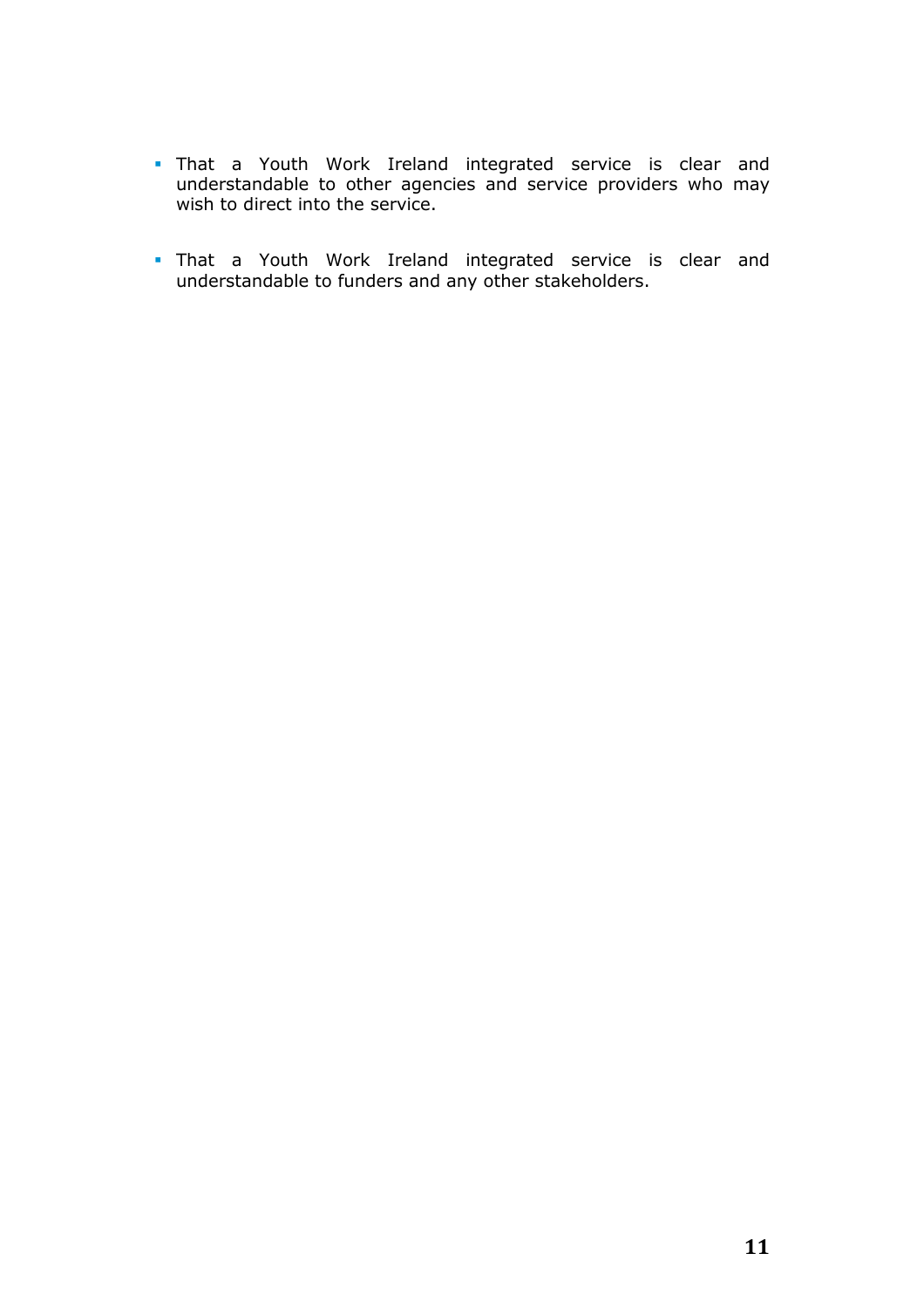- That a Youth Work Ireland integrated service is clear and understandable to other agencies and service providers who may wish to direct into the service.

- That a Youth Work Ireland integrated service is clear and understandable to funders and any other stakeholders.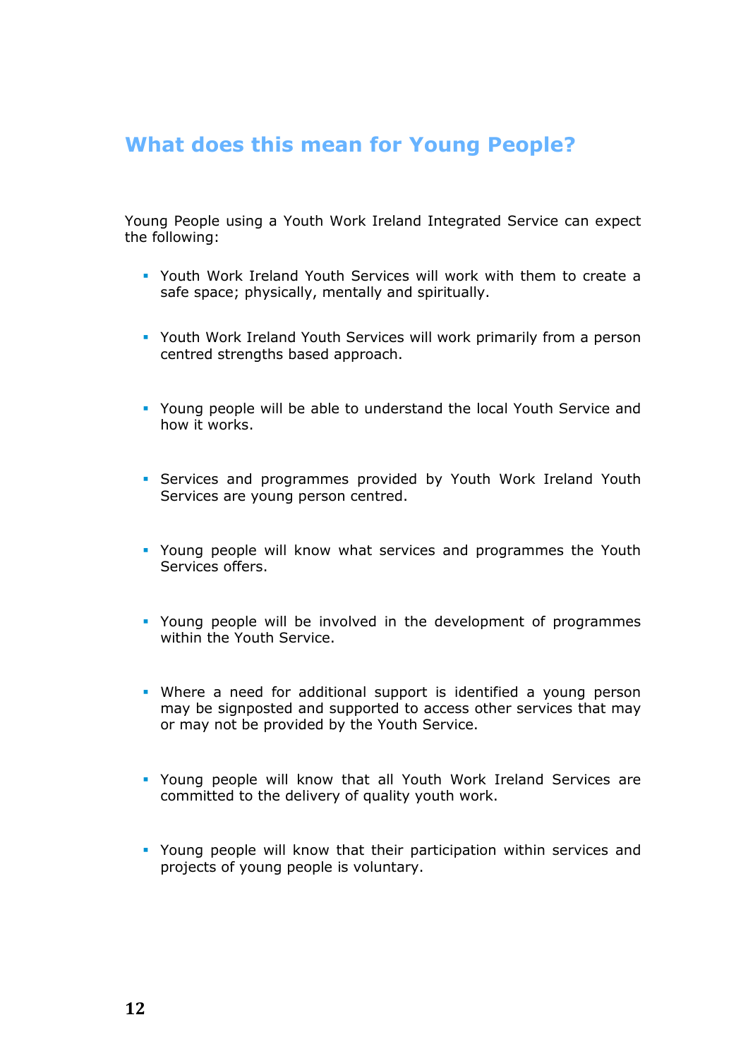## What does this mean for Young People?

Young People using a Youth Work Ireland Integrated Service can expect the following:

- Youth Work Ireland Youth Services will work with them to create a safe space; physically, mentally and spiritually.

- Youth Work Ireland Youth Services will work primarily from a person centred strengths based approach.

- Young people will be able to understand the local Youth Service and how it works.

- Services and programmes provided by Youth Work Ireland Youth Services are young person centred.

- Young people will know what services and programmes the Youth Services offers.

- Young people will be involved in the development of programmes within the Youth Service.

- Where a need for additional support is identified a young person may be signposted and supported to access other services that may or may not be provided by the Youth Service.

- Young people will know that all Youth Work Ireland Services are committed to the delivery of quality youth work.

- Young people will know that their participation within services and projects of young people is voluntary.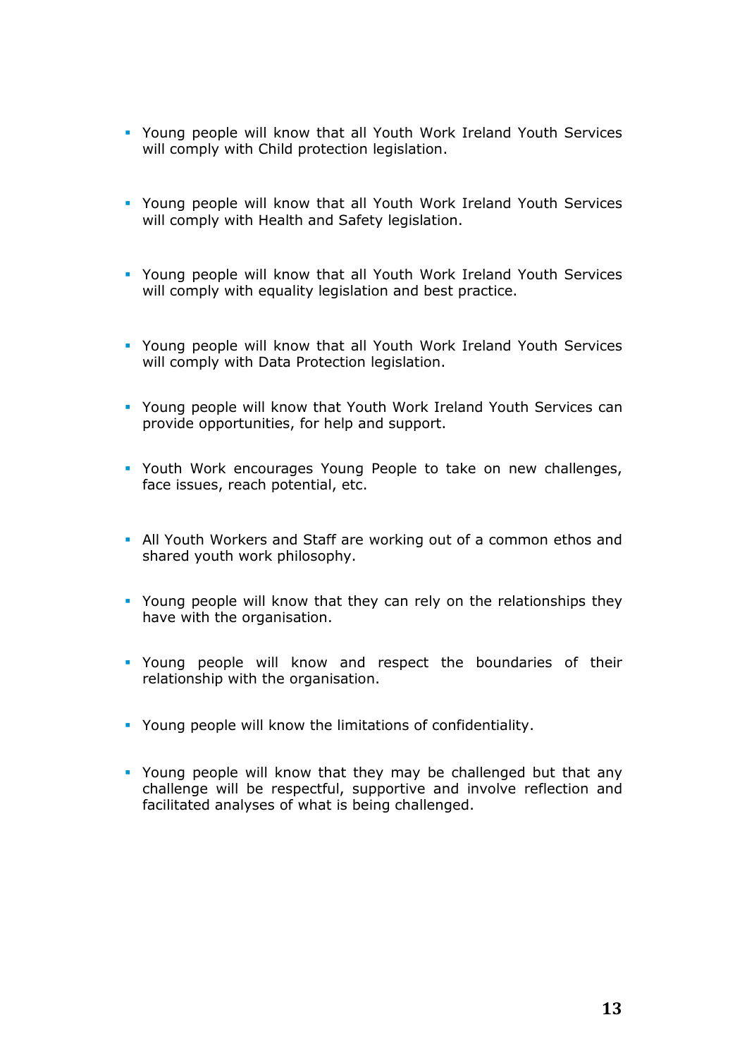- Young people will know that all Youth Work Ireland Youth Services will comply with Child protection legislation.

- Young people will know that all Youth Work Ireland Youth Services will comply with Health and Safety legislation.

- Young people will know that all Youth Work Ireland Youth Services will comply with equality legislation and best practice.

- Young people will know that all Youth Work Ireland Youth Services will comply with Data Protection legislation.

- Young people will know that Youth Work Ireland Youth Services can provide opportunities, for help and support.

- Youth Work encourages Young People to take on new challenges, face issues, reach potential, etc.

- All Youth Workers and Staff are working out of a common ethos and shared youth work philosophy.

- Young people will know that they can rely on the relationships they have with the organisation.

- Young people will know and respect the boundaries of their relationship with the organisation.

- Young people will know the limitations of confidentiality.

- Young people will know that they may be challenged but that any challenge will be respectful, supportive and involve reflection and facilitated analyses of what is being challenged.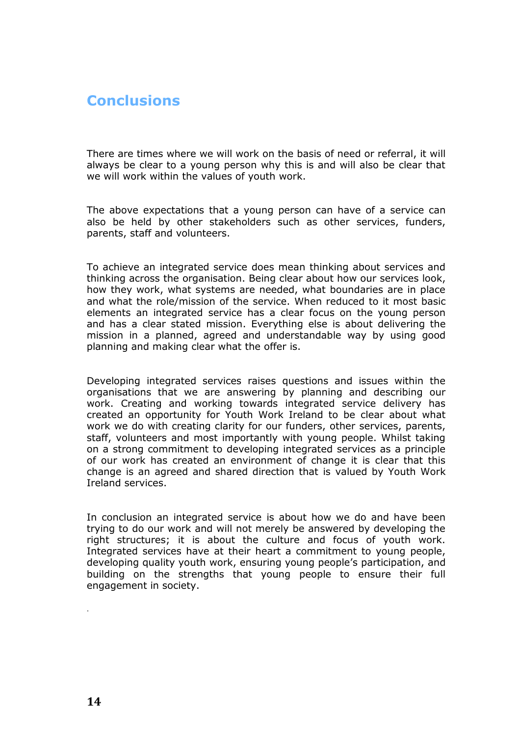## Conclusions

There are times where we will work on the basis of need or referral, it will always be clear to a young person why this is and will also be clear that we will work within the values of youth work.

The above expectations that a young person can have of a service can also be held by other stakeholders such as other services, funders, parents, staff and volunteers.

To achieve an integrated service does mean thinking about services and thinking across the organisation. Being clear about how our services look, how they work, what systems are needed, what boundaries are in place and what the role/mission of the service. When reduced to it most basic elements an integrated service has a clear focus on the young person and has a clear stated mission. Everything else is about delivering the mission in a planned, agreed and understandable way by using good planning and making clear what the offer is.

Developing integrated services raises questions and issues within the organisations that we are answering by planning and describing our work. Creating and working towards integrated service delivery has created an opportunity for Youth Work Ireland to be clear about what work we do with creating clarity for our funders, other services, parents, staff, volunteers and most importantly with young people. Whilst taking on a strong commitment to developing integrated services as a principle of our work has created an environment of change it is clear that this change is an agreed and shared direction that is valued by Youth Work Ireland services.

In conclusion an integrated service is about how we do and have been trying to do our work and will not merely be answered by developing the right structures; it is about the culture and focus of youth work. Integrated services have at their heart a commitment to young people, developing quality youth work, ensuring young people's participation, and building on the strengths that young people to ensure their full engagement in society.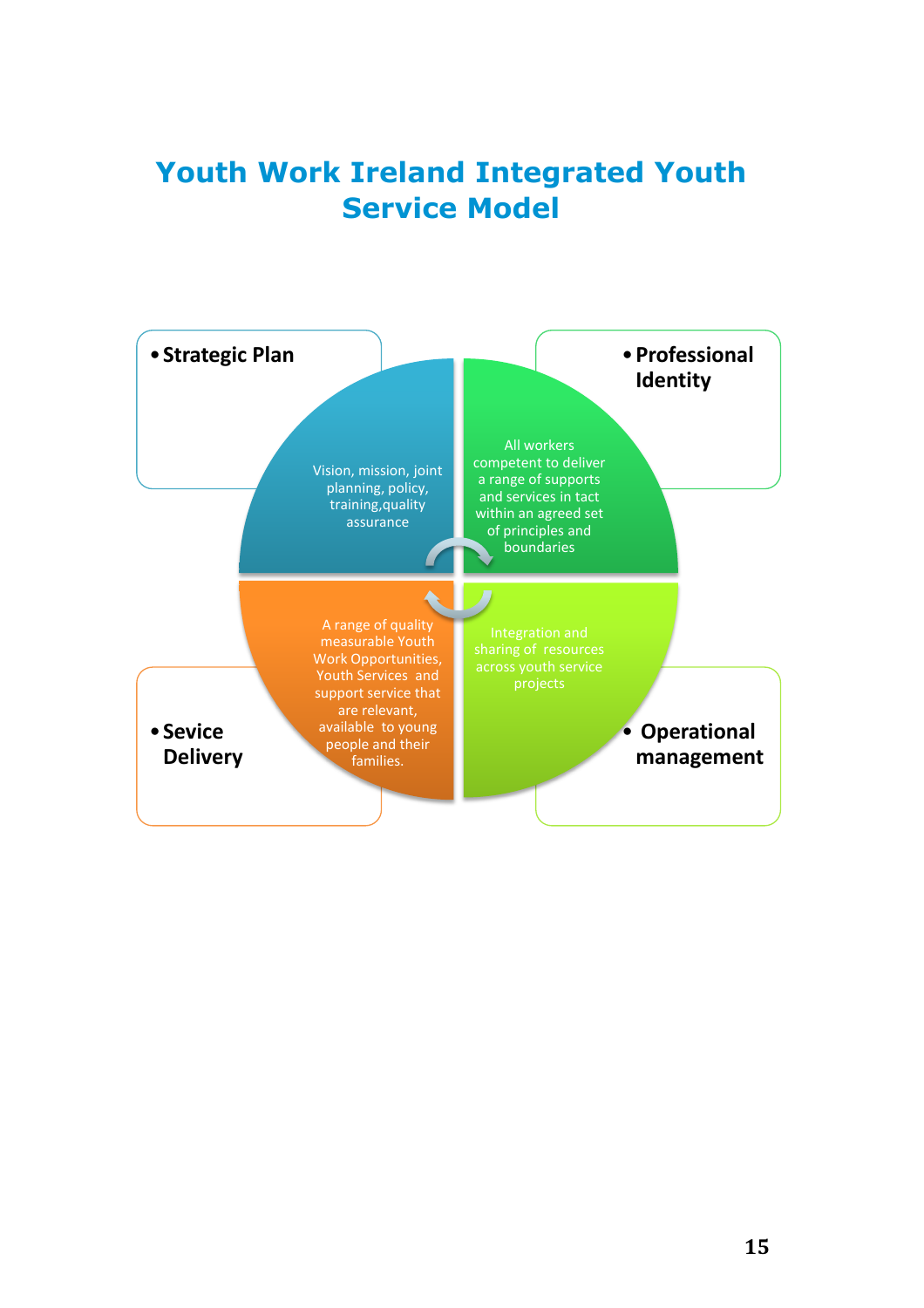# Youth Work Ireland Integrated Youth Service Model

- **Strategic Plan**

Vision, mission, joint planning, policy, training,quality assurance

- **Professional Identity**

All workers competent to deliver a range of supports and services in tact within an agreed set of principles and boundaries

- **Sevice Delivery**

A range of quality measurable Youth Work Opportunities, Youth Services and support service that are relevant, available to young people and their families.

- **Operational management**

Integration and sharing of resources across youth service projects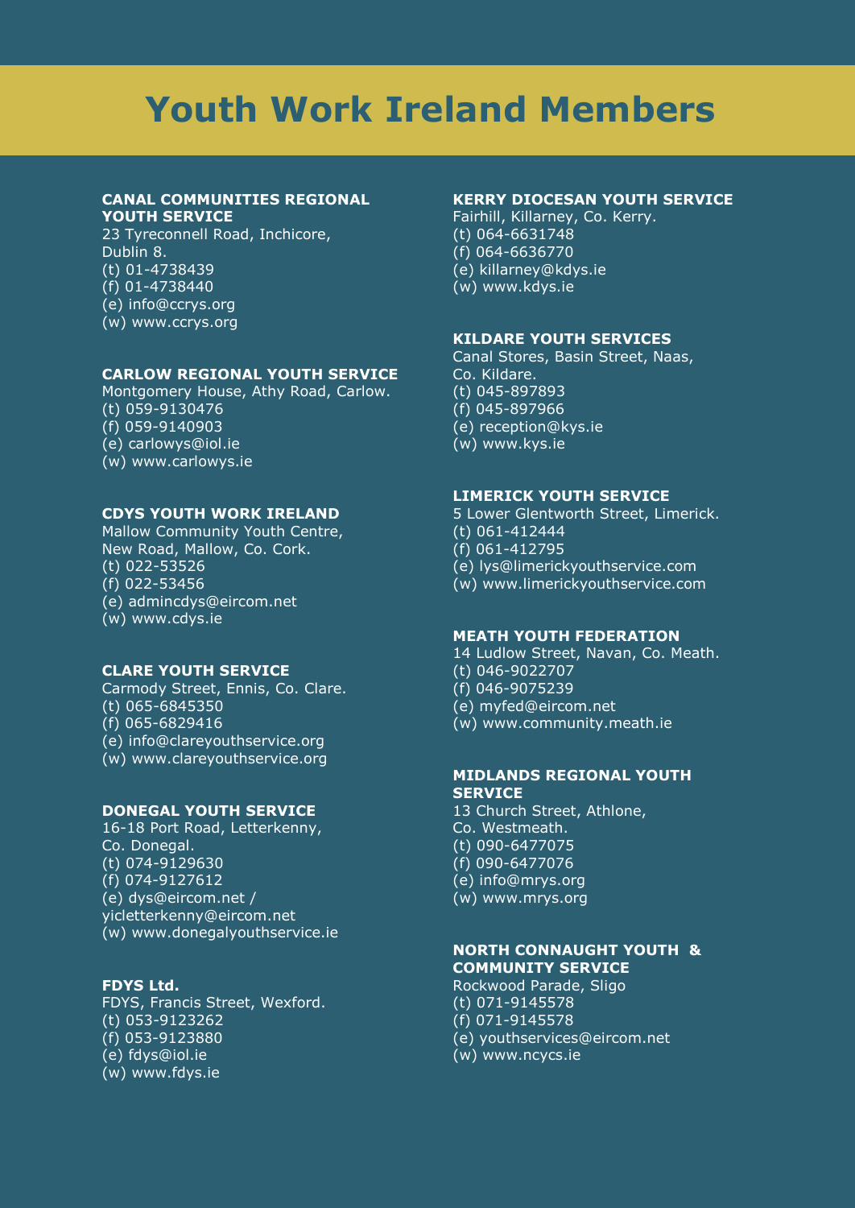# Youth Work Ireland Members

**CANAL COMMUNITIES REGIONAL YOUTH SERVICE**
23 Tyreconnell Road, Inchicore,
Dublin 8.
(t) 01-4738439
(f) 01-4738440
(e) info@ccrys.org
(w) www.ccrys.org

**CARLOW REGIONAL YOUTH SERVICE**
Montgomery House, Athy Road, Carlow.
(t) 059-9130476
(f) 059-9140903
(e) carlowys@iol.ie
(w) www.carlowys.ie

**CDYS YOUTH WORK IRELAND**
Mallow Community Youth Centre,
New Road, Mallow, Co. Cork.
(t) 022-53526
(f) 022-53456
(e) admincdys@eircom.net
(w) www.cdys.ie

**CLARE YOUTH SERVICE**
Carmody Street, Ennis, Co. Clare.
(t) 065-6845350
(f) 065-6829416
(e) info@clareyouthservice.org
(w) www.clareyouthservice.org

**DONEGAL YOUTH SERVICE**
16-18 Port Road, Letterkenny,
Co. Donegal.
(t) 074-9129630
(f) 074-9127612
(e) dys@eircom.net /
yicletterkenny@eircom.net
(w) www.donegalyouthservice.ie

**FDYS Ltd.**
FDYS, Francis Street, Wexford.
(t) 053-9123262
(f) 053-9123880
(e) fdys@iol.ie
(w) www.fdys.ie

**KERRY DIOCESAN YOUTH SERVICE**
Fairhill, Killarney, Co. Kerry.
(t) 064-6631748
(f) 064-6636770
(e) killarney@kdys.ie
(w) www.kdys.ie

**KILDARE YOUTH SERVICES**
Canal Stores, Basin Street, Naas,
Co. Kildare.
(t) 045-897893
(f) 045-897966
(e) reception@kys.ie
(w) www.kys.ie

**LIMERICK YOUTH SERVICE**
5 Lower Glentworth Street, Limerick.
(t) 061-412444
(f) 061-412795
(e) lys@limerickyouthservice.com
(w) www.limerickyouthservice.com

**MEATH YOUTH FEDERATION**
14 Ludlow Street, Navan, Co. Meath.
(t) 046-9022707
(f) 046-9075239
(e) myfed@eircom.net
(w) www.community.meath.ie

**MIDLANDS REGIONAL YOUTH SERVICE**
13 Church Street, Athlone,
Co. Westmeath.
(t) 090-6477075
(f) 090-6477076
(e) info@mrys.org
(w) www.mrys.org

**NORTH CONNAUGHT YOUTH & COMMUNITY SERVICE**
Rockwood Parade, Sligo
(t) 071-9145578
(f) 071-9145578
(e) youthservices@eircom.net
(w) www.ncycs.ie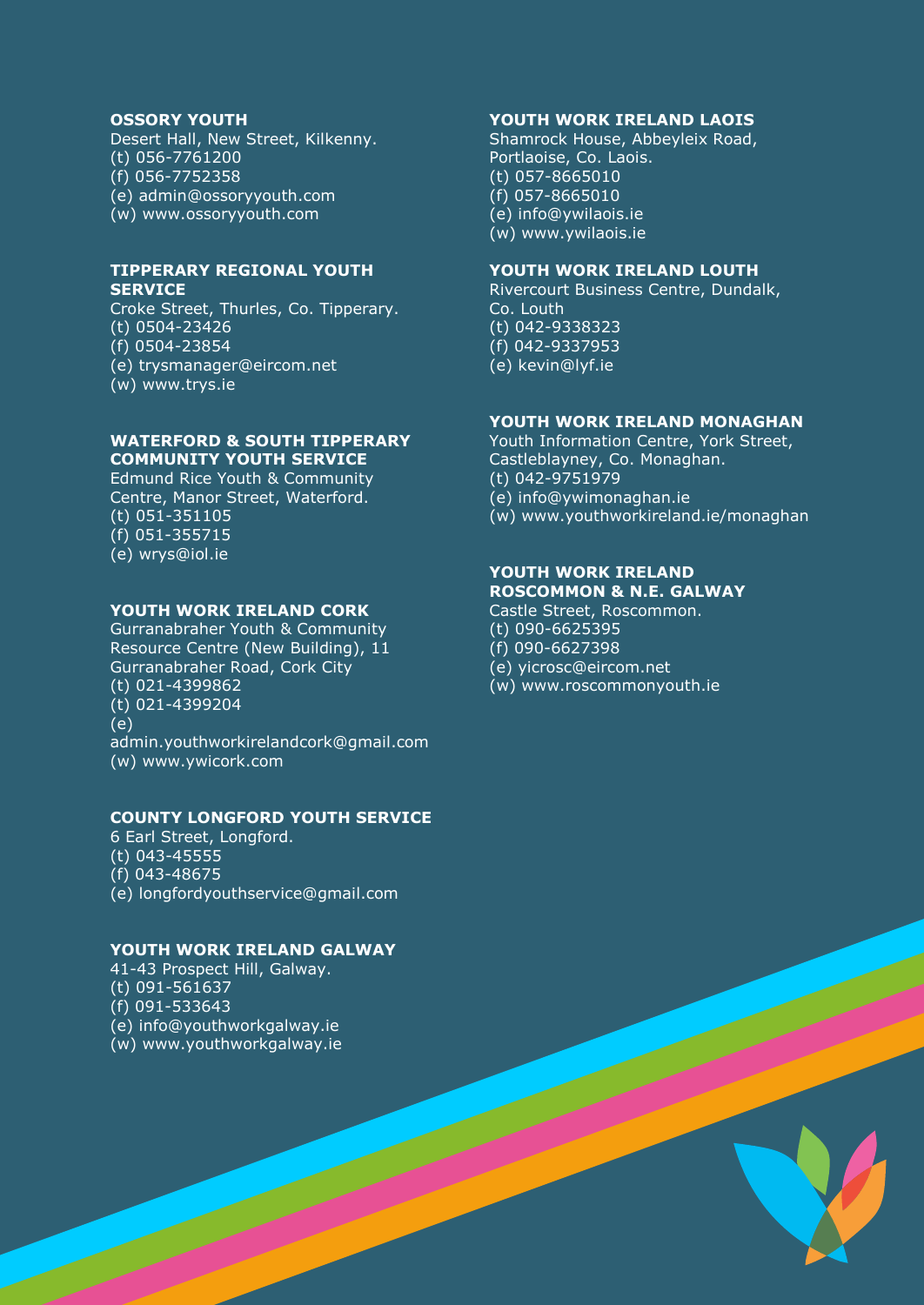**OSSORY YOUTH**
Desert Hall, New Street, Kilkenny.
(t) 056-7761200
(f) 056-7752358
(e) admin@ossoryyouth.com
(w) www.ossoryyouth.com

**TIPPERARY REGIONAL YOUTH SERVICE**
Croke Street, Thurles, Co. Tipperary.
(t) 0504-23426
(f) 0504-23854
(e) trysmanager@eircom.net
(w) www.trys.ie

**WATERFORD & SOUTH TIPPERARY COMMUNITY YOUTH SERVICE**
Edmund Rice Youth & Community Centre, Manor Street, Waterford.
(t) 051-351105
(f) 051-355715
(e) wrys@iol.ie

**YOUTH WORK IRELAND CORK**
Gurranabraher Youth & Community Resource Centre (New Building), 11 Gurranabraher Road, Cork City
(t) 021-4399862
(t) 021-4399204
(e) admin.youthworkirelandcork@gmail.com
(w) www.ywicork.com

**COUNTY LONGFORD YOUTH SERVICE**
6 Earl Street, Longford.
(t) 043-45555
(f) 043-48675
(e) longfordyouthservice@gmail.com

**YOUTH WORK IRELAND GALWAY**
41-43 Prospect Hill, Galway.
(t) 091-561637
(f) 091-533643
(e) info@youthworkgalway.ie
(w) www.youthworkgalway.ie

**YOUTH WORK IRELAND LAOIS**
Shamrock House, Abbeyleix Road, Portlaoise, Co. Laois.
(t) 057-8665010
(f) 057-8665010
(e) info@ywilaois.ie
(w) www.ywilaois.ie

**YOUTH WORK IRELAND LOUTH**
Rivercourt Business Centre, Dundalk, Co. Louth
(t) 042-9338323
(f) 042-9337953
(e) kevin@lyf.ie

**YOUTH WORK IRELAND MONAGHAN**
Youth Information Centre, York Street, Castleblayney, Co. Monaghan.
(t) 042-9751979
(e) info@ywimonaghan.ie
(w) www.youthworkireland.ie/monaghan

**YOUTH WORK IRELAND ROSCOMMON & N.E. GALWAY**
Castle Street, Roscommon.
(t) 090-6625395
(f) 090-6627398
(e) yicrosc@eircom.net
(w) www.roscommonyouth.ie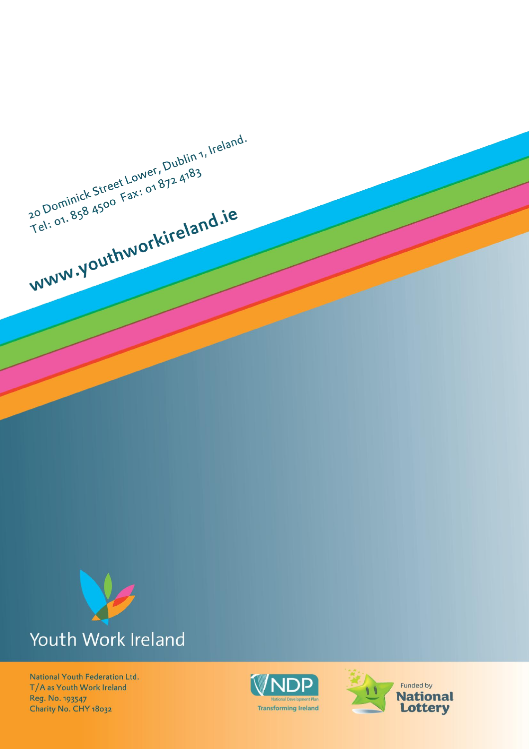20 Dominick Street Lower, Dublin 1, Ireland.
Tel: 01. 858 4500 Fax: 01 872 4183

www.youthworkireland.ie

Youth Work Ireland

National Youth Federation Ltd.
T/A as Youth Work Ireland
Reg. No. 193547
Charity No. CHY 18032

NDP
National Development Plan
Transforming Ireland

Funded by
National Lottery